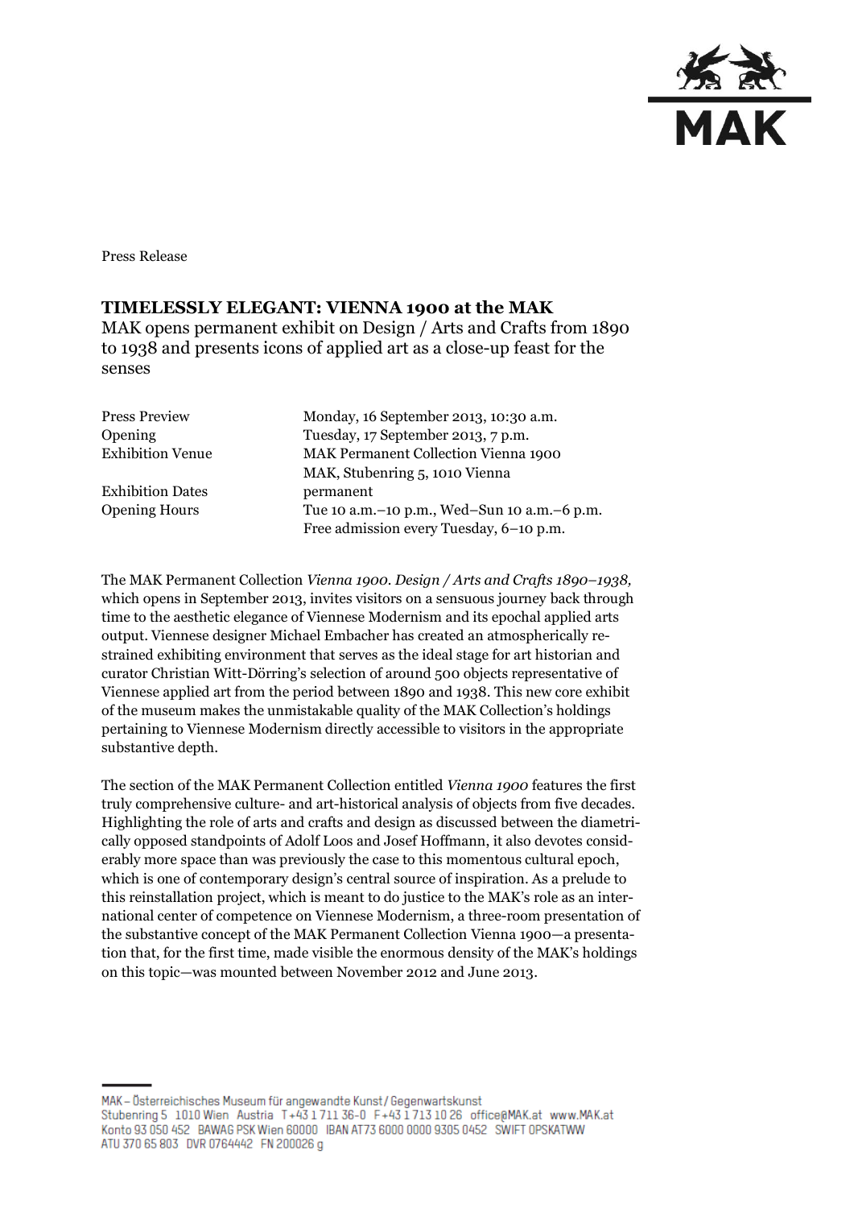Press Release

# TIMELESSLY ELEGANT: VIENNA 1900 at the MAK

MAK opens permanent exhibit on Design / Arts and Crafts from 1890 to 1938 and presents icons of applied art as a close-up feast for the senses

| | |
|---|---|
| Press Preview | Monday, 16 September 2013, 10:30 a.m. |
| Opening | Tuesday, 17 September 2013, 7 p.m. |
| Exhibition Venue | MAK Permanent Collection Vienna 1900<br>MAK, Stubenring 5, 1010 Vienna |
| Exhibition Dates | permanent |
| Opening Hours | Tue 10 a.m.–10 p.m., Wed–Sun 10 a.m.–6 p.m.<br>Free admission every Tuesday, 6–10 p.m. |

The MAK Permanent Collection *Vienna 1900. Design / Arts and Crafts 1890–1938,* which opens in September 2013, invites visitors on a sensuous journey back through time to the aesthetic elegance of Viennese Modernism and its epochal applied arts output. Viennese designer Michael Embacher has created an atmospherically restrained exhibiting environment that serves as the ideal stage for art historian and curator Christian Witt-Dörring's selection of around 500 objects representative of Viennese applied art from the period between 1890 and 1938. This new core exhibit of the museum makes the unmistakable quality of the MAK Collection's holdings pertaining to Viennese Modernism directly accessible to visitors in the appropriate substantive depth.

The section of the MAK Permanent Collection entitled *Vienna 1900* features the first truly comprehensive culture- and art-historical analysis of objects from five decades. Highlighting the role of arts and crafts and design as discussed between the diametrically opposed standpoints of Adolf Loos and Josef Hoffmann, it also devotes considerably more space than was previously the case to this momentous cultural epoch, which is one of contemporary design's central source of inspiration. As a prelude to this reinstallation project, which is meant to do justice to the MAK's role as an international center of competence on Viennese Modernism, a three-room presentation of the substantive concept of the MAK Permanent Collection Vienna 1900—a presentation that, for the first time, made visible the enormous density of the MAK's holdings on this topic—was mounted between November 2012 and June 2013.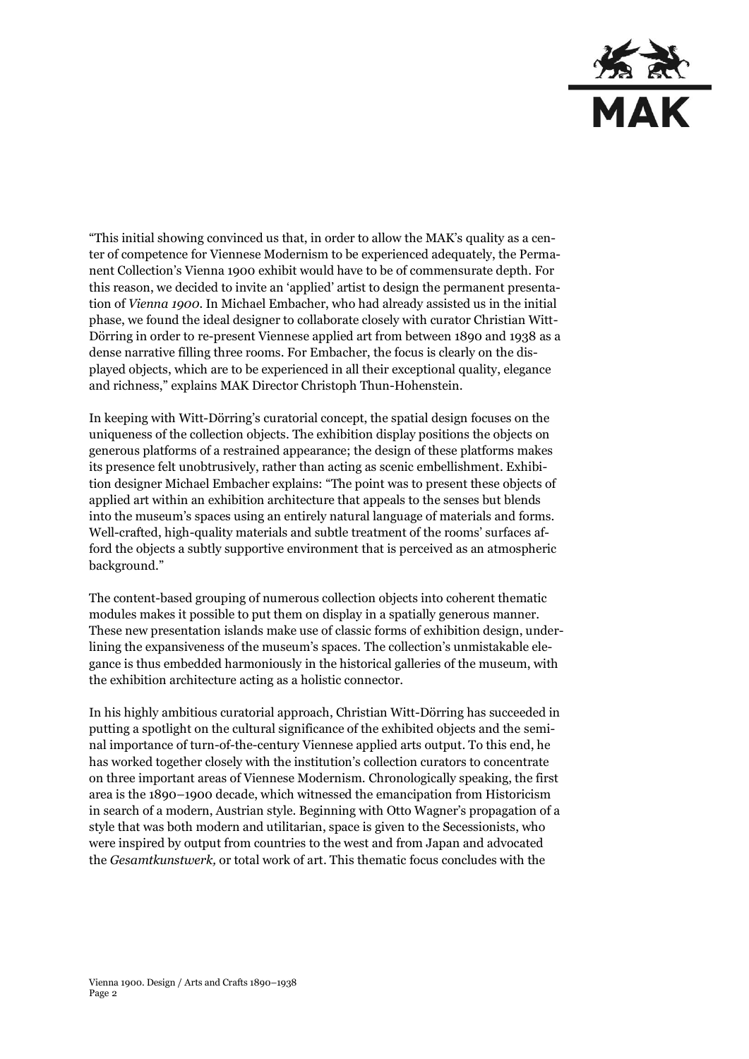"This initial showing convinced us that, in order to allow the MAK's quality as a center of competence for Viennese Modernism to be experienced adequately, the Permanent Collection's Vienna 1900 exhibit would have to be of commensurate depth. For this reason, we decided to invite an 'applied' artist to design the permanent presentation of *Vienna 1900*. In Michael Embacher, who had already assisted us in the initial phase, we found the ideal designer to collaborate closely with curator Christian Witt-Dörring in order to re-present Viennese applied art from between 1890 and 1938 as a dense narrative filling three rooms. For Embacher, the focus is clearly on the displayed objects, which are to be experienced in all their exceptional quality, elegance and richness," explains MAK Director Christoph Thun-Hohenstein.

In keeping with Witt-Dörring's curatorial concept, the spatial design focuses on the uniqueness of the collection objects. The exhibition display positions the objects on generous platforms of a restrained appearance; the design of these platforms makes its presence felt unobtrusively, rather than acting as scenic embellishment. Exhibition designer Michael Embacher explains: "The point was to present these objects of applied art within an exhibition architecture that appeals to the senses but blends into the museum's spaces using an entirely natural language of materials and forms. Well-crafted, high-quality materials and subtle treatment of the rooms' surfaces afford the objects a subtly supportive environment that is perceived as an atmospheric background."

The content-based grouping of numerous collection objects into coherent thematic modules makes it possible to put them on display in a spatially generous manner. These new presentation islands make use of classic forms of exhibition design, underlining the expansiveness of the museum's spaces. The collection's unmistakable elegance is thus embedded harmoniously in the historical galleries of the museum, with the exhibition architecture acting as a holistic connector.

In his highly ambitious curatorial approach, Christian Witt-Dörring has succeeded in putting a spotlight on the cultural significance of the exhibited objects and the seminal importance of turn-of-the-century Viennese applied arts output. To this end, he has worked together closely with the institution's collection curators to concentrate on three important areas of Viennese Modernism. Chronologically speaking, the first area is the 1890–1900 decade, which witnessed the emancipation from Historicism in search of a modern, Austrian style. Beginning with Otto Wagner's propagation of a style that was both modern and utilitarian, space is given to the Secessionists, who were inspired by output from countries to the west and from Japan and advocated the *Gesamtkunstwerk,* or total work of art. This thematic focus concludes with the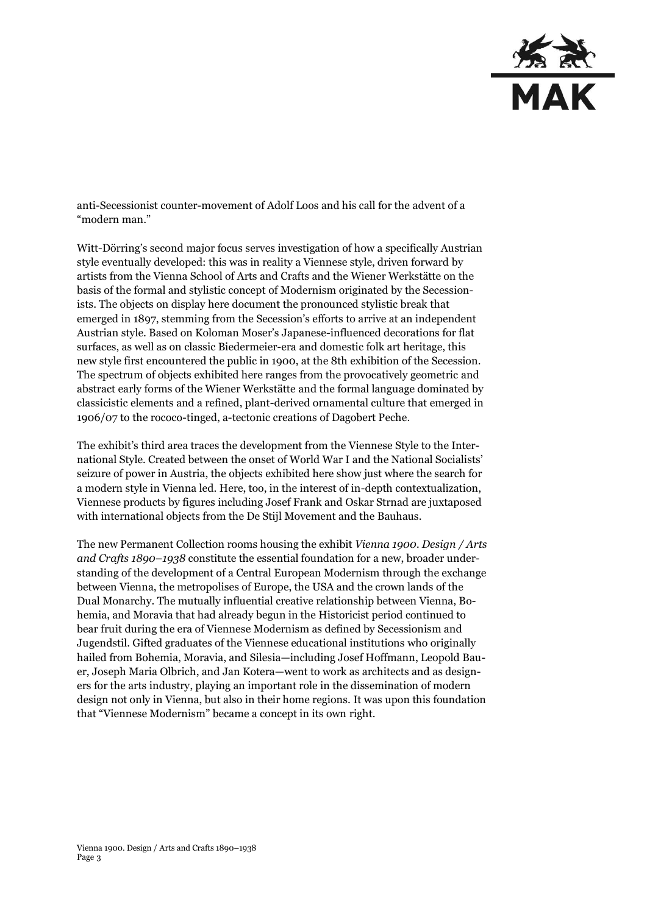anti-Secessionist counter-movement of Adolf Loos and his call for the advent of a "modern man."

Witt-Dörring's second major focus serves investigation of how a specifically Austrian style eventually developed: this was in reality a Viennese style, driven forward by artists from the Vienna School of Arts and Crafts and the Wiener Werkstätte on the basis of the formal and stylistic concept of Modernism originated by the Secessionists. The objects on display here document the pronounced stylistic break that emerged in 1897, stemming from the Secession's efforts to arrive at an independent Austrian style. Based on Koloman Moser's Japanese-influenced decorations for flat surfaces, as well as on classic Biedermeier-era and domestic folk art heritage, this new style first encountered the public in 1900, at the 8th exhibition of the Secession. The spectrum of objects exhibited here ranges from the provocatively geometric and abstract early forms of the Wiener Werkstätte and the formal language dominated by classicistic elements and a refined, plant-derived ornamental culture that emerged in 1906/07 to the rococo-tinged, a-tectonic creations of Dagobert Peche.

The exhibit's third area traces the development from the Viennese Style to the International Style. Created between the onset of World War I and the National Socialists' seizure of power in Austria, the objects exhibited here show just where the search for a modern style in Vienna led. Here, too, in the interest of in-depth contextualization, Viennese products by figures including Josef Frank and Oskar Strnad are juxtaposed with international objects from the De Stijl Movement and the Bauhaus.

The new Permanent Collection rooms housing the exhibit *Vienna 1900. Design / Arts and Crafts 1890–1938* constitute the essential foundation for a new, broader understanding of the development of a Central European Modernism through the exchange between Vienna, the metropolises of Europe, the USA and the crown lands of the Dual Monarchy. The mutually influential creative relationship between Vienna, Bohemia, and Moravia that had already begun in the Historicist period continued to bear fruit during the era of Viennese Modernism as defined by Secessionism and Jugendstil. Gifted graduates of the Viennese educational institutions who originally hailed from Bohemia, Moravia, and Silesia—including Josef Hoffmann, Leopold Bauer, Joseph Maria Olbrich, and Jan Kotera—went to work as architects and as designers for the arts industry, playing an important role in the dissemination of modern design not only in Vienna, but also in their home regions. It was upon this foundation that "Viennese Modernism" became a concept in its own right.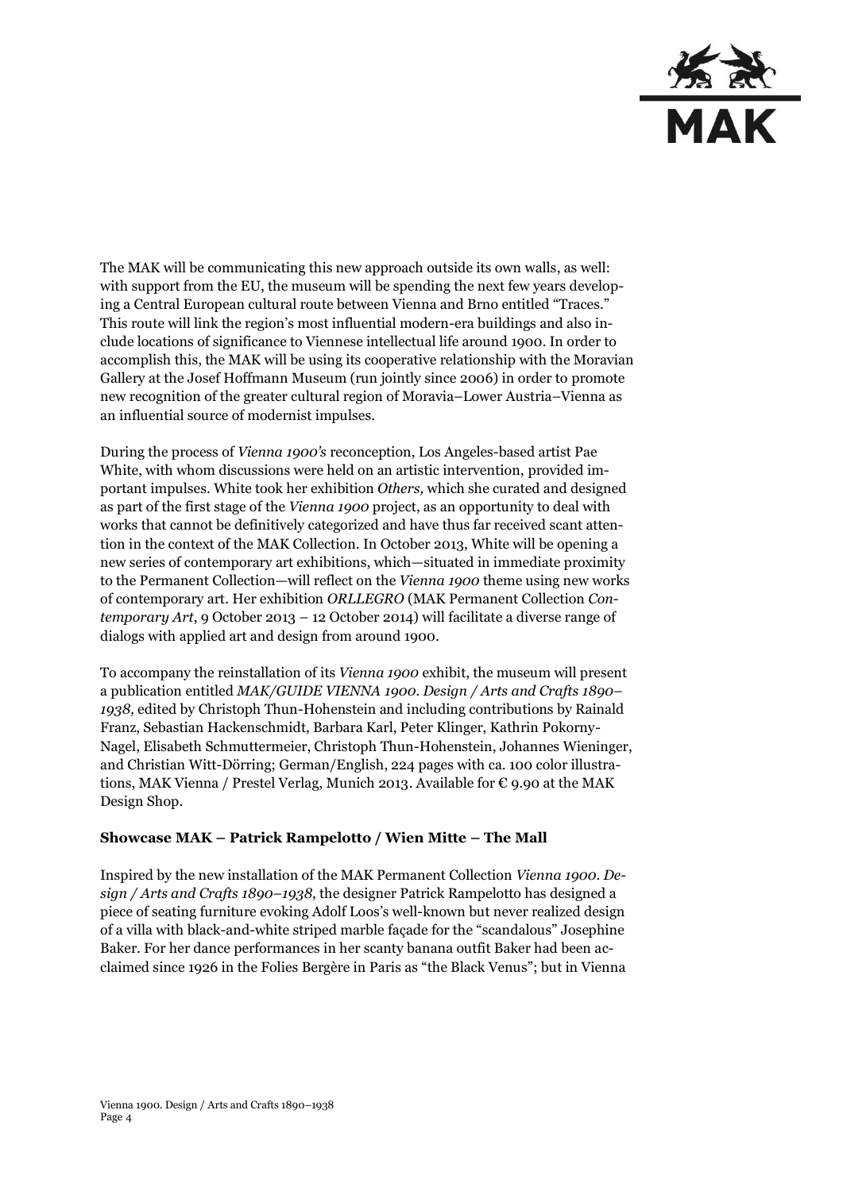The MAK will be communicating this new approach outside its own walls, as well: with support from the EU, the museum will be spending the next few years developing a Central European cultural route between Vienna and Brno entitled "Traces." This route will link the region's most influential modern-era buildings and also include locations of significance to Viennese intellectual life around 1900. In order to accomplish this, the MAK will be using its cooperative relationship with the Moravian Gallery at the Josef Hoffmann Museum (run jointly since 2006) in order to promote new recognition of the greater cultural region of Moravia–Lower Austria–Vienna as an influential source of modernist impulses.

During the process of *Vienna 1900's* reconception, Los Angeles-based artist Pae White, with whom discussions were held on an artistic intervention, provided important impulses. White took her exhibition *Others,* which she curated and designed as part of the first stage of the *Vienna 1900* project, as an opportunity to deal with works that cannot be definitively categorized and have thus far received scant attention in the context of the MAK Collection. In October 2013, White will be opening a new series of contemporary art exhibitions, which—situated in immediate proximity to the Permanent Collection—will reflect on the *Vienna 1900* theme using new works of contemporary art. Her exhibition *ORLLEGRO* (MAK Permanent Collection *Contemporary Art*, 9 October 2013 – 12 October 2014) will facilitate a diverse range of dialogs with applied art and design from around 1900.

To accompany the reinstallation of its *Vienna 1900* exhibit, the museum will present a publication entitled *MAK/GUIDE VIENNA 1900. Design / Arts and Crafts 1890–1938,* edited by Christoph Thun-Hohenstein and including contributions by Rainald Franz, Sebastian Hackenschmidt, Barbara Karl, Peter Klinger, Kathrin Pokorny-Nagel, Elisabeth Schmuttermeier, Christoph Thun-Hohenstein, Johannes Wieninger, and Christian Witt-Dörring; German/English, 224 pages with ca. 100 color illustrations, MAK Vienna / Prestel Verlag, Munich 2013. Available for € 9.90 at the MAK Design Shop.

**Showcase MAK – Patrick Rampelotto / Wien Mitte – The Mall**

Inspired by the new installation of the MAK Permanent Collection *Vienna 1900. Design / Arts and Crafts 1890–1938*, the designer Patrick Rampelotto has designed a piece of seating furniture evoking Adolf Loos's well-known but never realized design of a villa with black-and-white striped marble façade for the "scandalous" Josephine Baker. For her dance performances in her scanty banana outfit Baker had been acclaimed since 1926 in the Folies Bergère in Paris as "the Black Venus"; but in Vienna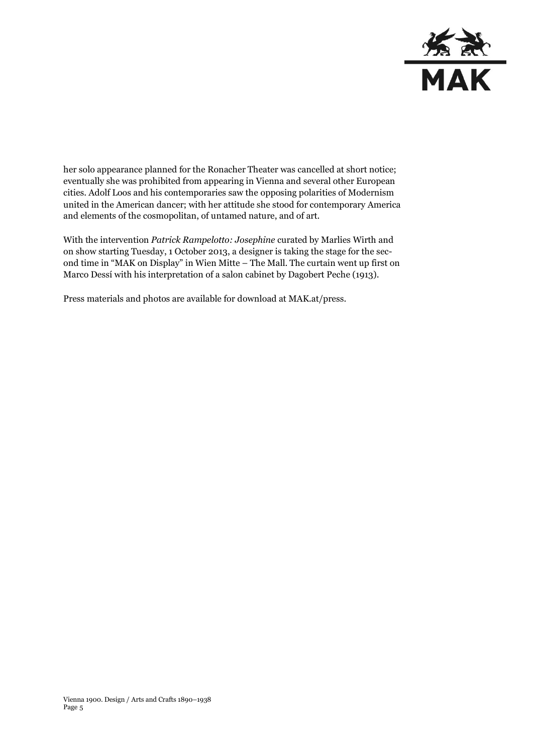her solo appearance planned for the Ronacher Theater was cancelled at short notice; eventually she was prohibited from appearing in Vienna and several other European cities. Adolf Loos and his contemporaries saw the opposing polarities of Modernism united in the American dancer; with her attitude she stood for contemporary America and elements of the cosmopolitan, of untamed nature, and of art.

With the intervention *Patrick Rampelotto: Josephine* curated by Marlies Wirth and on show starting Tuesday, 1 October 2013, a designer is taking the stage for the second time in "MAK on Display" in Wien Mitte – The Mall. The curtain went up first on Marco Dessí with his interpretation of a salon cabinet by Dagobert Peche (1913).

Press materials and photos are available for download at MAK.at/press.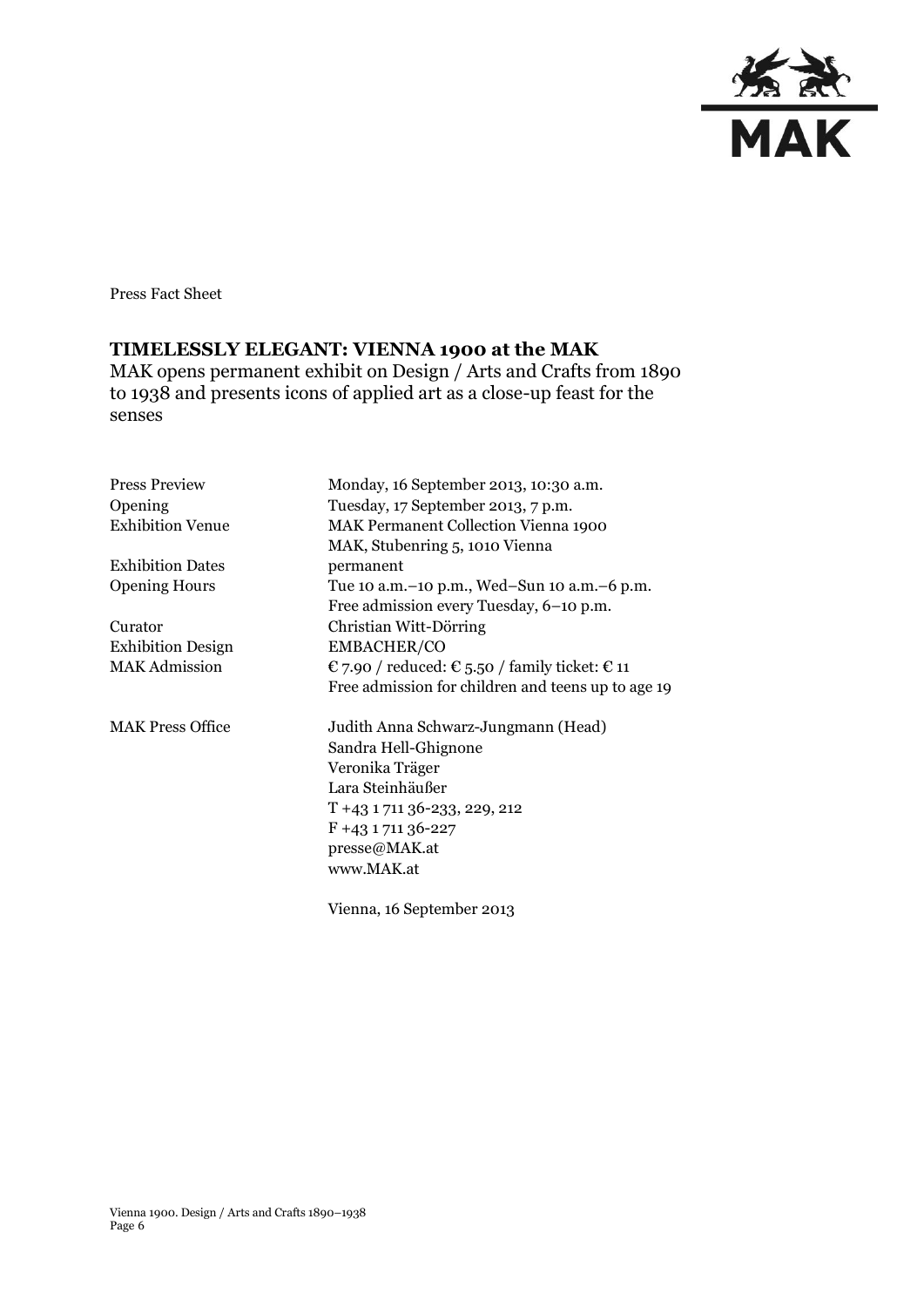Press Fact Sheet

## TIMELESSLY ELEGANT: VIENNA 1900 at the MAK

MAK opens permanent exhibit on Design / Arts and Crafts from 1890 to 1938 and presents icons of applied art as a close-up feast for the senses

| | |
|---|---|
| Press Preview | Monday, 16 September 2013, 10:30 a.m. |
| Opening | Tuesday, 17 September 2013, 7 p.m. |
| Exhibition Venue | MAK Permanent Collection Vienna 1900<br>MAK, Stubenring 5, 1010 Vienna |
| Exhibition Dates | permanent |
| Opening Hours | Tue 10 a.m.–10 p.m., Wed–Sun 10 a.m.–6 p.m.<br>Free admission every Tuesday, 6–10 p.m. |
| Curator | Christian Witt-Dörring |
| Exhibition Design | EMBACHER/CO |
| MAK Admission | € 7.90 / reduced: € 5.50 / family ticket: € 11<br>Free admission for children and teens up to age 19 |
| MAK Press Office | Judith Anna Schwarz-Jungmann (Head)<br>Sandra Hell-Ghignone<br>Veronika Träger<br>Lara Steinhäußer<br>T +43 1 711 36-233, 229, 212<br>F +43 1 711 36-227<br>presse@MAK.at<br>www.MAK.at |

Vienna, 16 September 2013